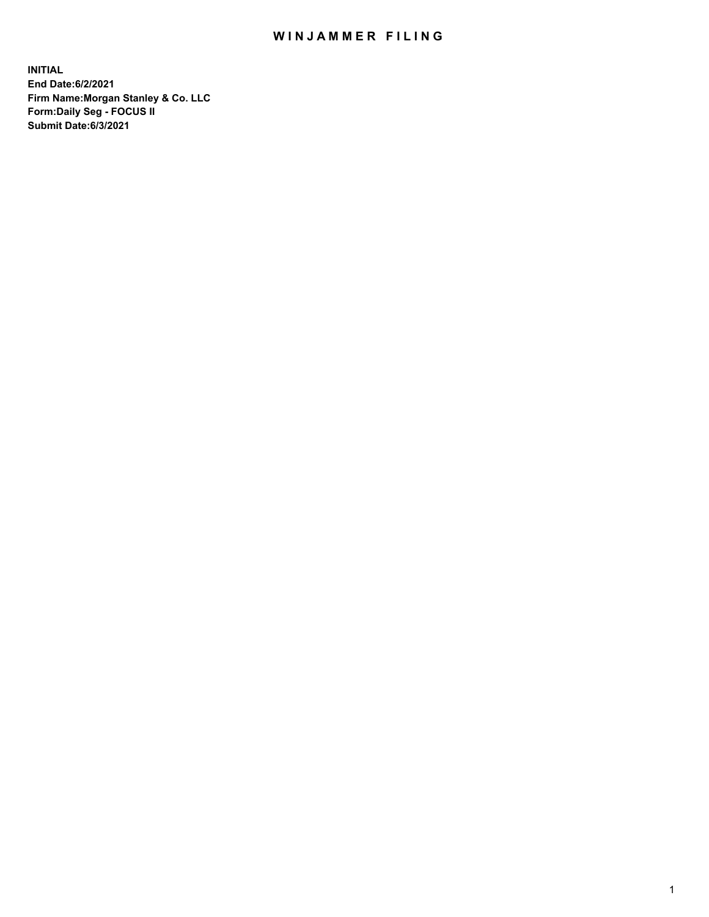# WINJAMMER FILING

**INITIAL**
**End Date:6/2/2021**
**Firm Name:Morgan Stanley & Co. LLC**
**Form:Daily Seg - FOCUS II**
**Submit Date:6/3/2021**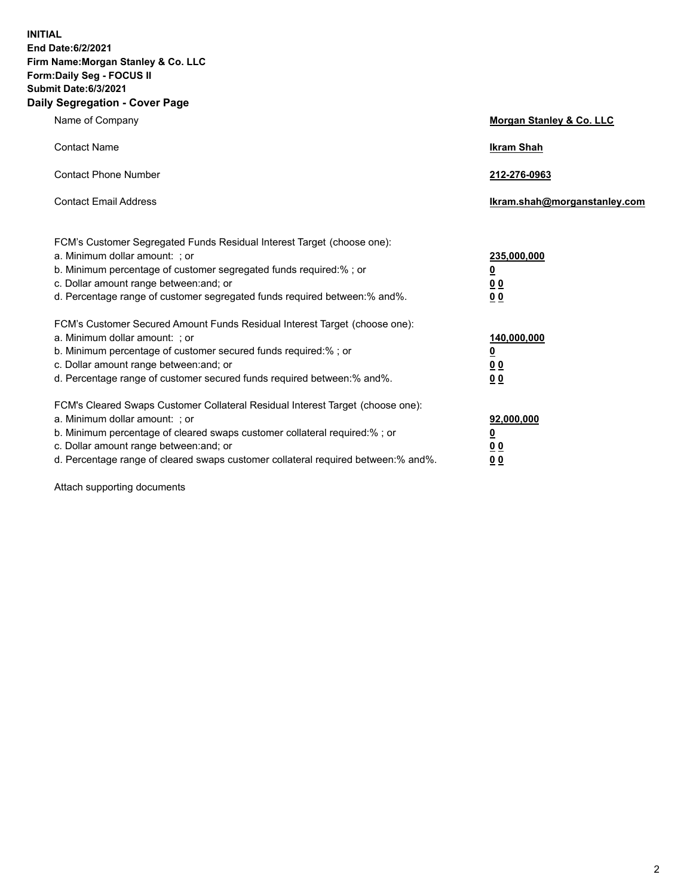**INITIAL**
**End Date:6/2/2021**
**Firm Name:Morgan Stanley & Co. LLC**
**Form:Daily Seg - FOCUS II**
**Submit Date:6/3/2021**

## Daily Segregation - Cover Page

| | |
|---|---|
| Name of Company | **Morgan Stanley & Co. LLC** |
| Contact Name | **Ikram Shah** |
| Contact Phone Number | **212-276-0963** |
| Contact Email Address | **Ikram.shah@morganstanley.com** |

| | |
|---|---|
| FCM's Customer Segregated Funds Residual Interest Target (choose one): | |
| a. Minimum dollar amount: ; or | **235,000,000** |
| b. Minimum percentage of customer segregated funds required:% ; or | **0** |
| c. Dollar amount range between:and; or | **0 0** |
| d. Percentage range of customer segregated funds required between:% and%. | **0 0** |
| FCM's Customer Secured Amount Funds Residual Interest Target (choose one): | |
| a. Minimum dollar amount: ; or | **140,000,000** |
| b. Minimum percentage of customer secured funds required:% ; or | **0** |
| c. Dollar amount range between:and; or | **0 0** |
| d. Percentage range of customer secured funds required between:% and%. | **0 0** |
| FCM's Cleared Swaps Customer Collateral Residual Interest Target (choose one): | |
| a. Minimum dollar amount: ; or | **92,000,000** |
| b. Minimum percentage of cleared swaps customer collateral required:% ; or | **0** |
| c. Dollar amount range between:and; or | **0 0** |
| d. Percentage range of cleared swaps customer collateral required between:% and%. | **0 0** |

Attach supporting documents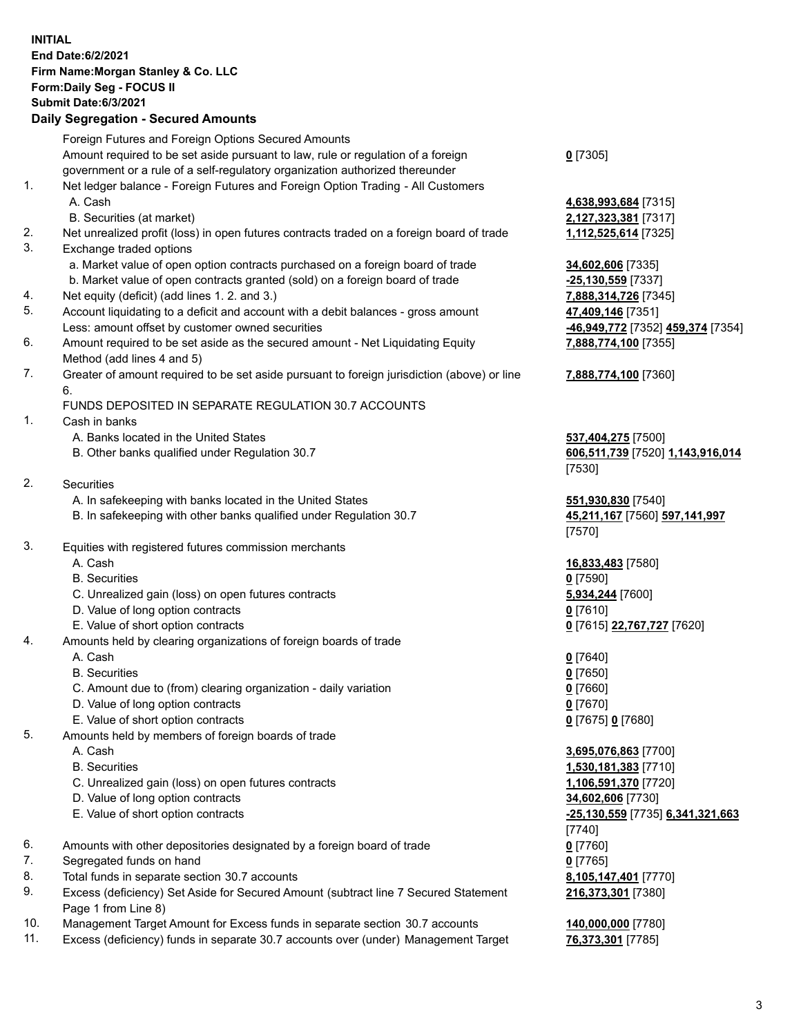**INITIAL**
**End Date:6/2/2021**
**Firm Name:Morgan Stanley & Co. LLC**
**Form:Daily Seg - FOCUS II**
**Submit Date:6/3/2021**
**Daily Segregation - Secured Amounts**

| | | |
|---|---|---|
| | Foreign Futures and Foreign Options Secured Amounts | |
| | Amount required to be set aside pursuant to law, rule or regulation of a foreign government or a rule of a self-regulatory organization authorized thereunder | **0** [7305] |
| 1. | Net ledger balance - Foreign Futures and Foreign Option Trading - All Customers | |
| | A. Cash | **4,638,993,684** [7315] |
| | B. Securities (at market) | **2,127,323,381** [7317] |
| 2. | Net unrealized profit (loss) in open futures contracts traded on a foreign board of trade | **1,112,525,614** [7325] |
| 3. | Exchange traded options | |
| | a. Market value of open option contracts purchased on a foreign board of trade | **34,602,606** [7335] |
| | b. Market value of open contracts granted (sold) on a foreign board of trade | **-25,130,559** [7337] |
| 4. | Net equity (deficit) (add lines 1. 2. and 3.) | **7,888,314,726** [7345] |
| 5. | Account liquidating to a deficit and account with a debit balances - gross amount | **47,409,146** [7351] |
| | Less: amount offset by customer owned securities | **-46,949,772** [7352] **459,374** [7354] |
| 6. | Amount required to be set aside as the secured amount - Net Liquidating Equity Method (add lines 4 and 5) | **7,888,774,100** [7355] |
| 7. | Greater of amount required to be set aside pursuant to foreign jurisdiction (above) or line 6. | **7,888,774,100** [7360] |
| | FUNDS DEPOSITED IN SEPARATE REGULATION 30.7 ACCOUNTS | |
| 1. | Cash in banks | |
| | A. Banks located in the United States | **537,404,275** [7500] |
| | B. Other banks qualified under Regulation 30.7 | **606,511,739** [7520] **1,143,916,014** [7530] |
| 2. | Securities | |
| | A. In safekeeping with banks located in the United States | **551,930,830** [7540] |
| | B. In safekeeping with other banks qualified under Regulation 30.7 | **45,211,167** [7560] **597,141,997** [7570] |
| 3. | Equities with registered futures commission merchants | |
| | A. Cash | **16,833,483** [7580] |
| | B. Securities | **0** [7590] |
| | C. Unrealized gain (loss) on open futures contracts | **5,934,244** [7600] |
| | D. Value of long option contracts | **0** [7610] |
| | E. Value of short option contracts | **0** [7615] **22,767,727** [7620] |
| 4. | Amounts held by clearing organizations of foreign boards of trade | |
| | A. Cash | **0** [7640] |
| | B. Securities | **0** [7650] |
| | C. Amount due to (from) clearing organization - daily variation | **0** [7660] |
| | D. Value of long option contracts | **0** [7670] |
| | E. Value of short option contracts | **0** [7675] **0** [7680] |
| 5. | Amounts held by members of foreign boards of trade | |
| | A. Cash | **3,695,076,863** [7700] |
| | B. Securities | **1,530,181,383** [7710] |
| | C. Unrealized gain (loss) on open futures contracts | **1,106,591,370** [7720] |
| | D. Value of long option contracts | **34,602,606** [7730] |
| | E. Value of short option contracts | **-25,130,559** [7735] **6,341,321,663** [7740] |
| 6. | Amounts with other depositories designated by a foreign board of trade | **0** [7760] |
| 7. | Segregated funds on hand | **0** [7765] |
| 8. | Total funds in separate section 30.7 accounts | **8,105,147,401** [7770] |
| 9. | Excess (deficiency) Set Aside for Secured Amount (subtract line 7 Secured Statement Page 1 from Line 8) | **216,373,301** [7380] |
| 10. | Management Target Amount for Excess funds in separate section 30.7 accounts | **140,000,000** [7780] |
| 11. | Excess (deficiency) funds in separate 30.7 accounts over (under) Management Target | **76,373,301** [7785] |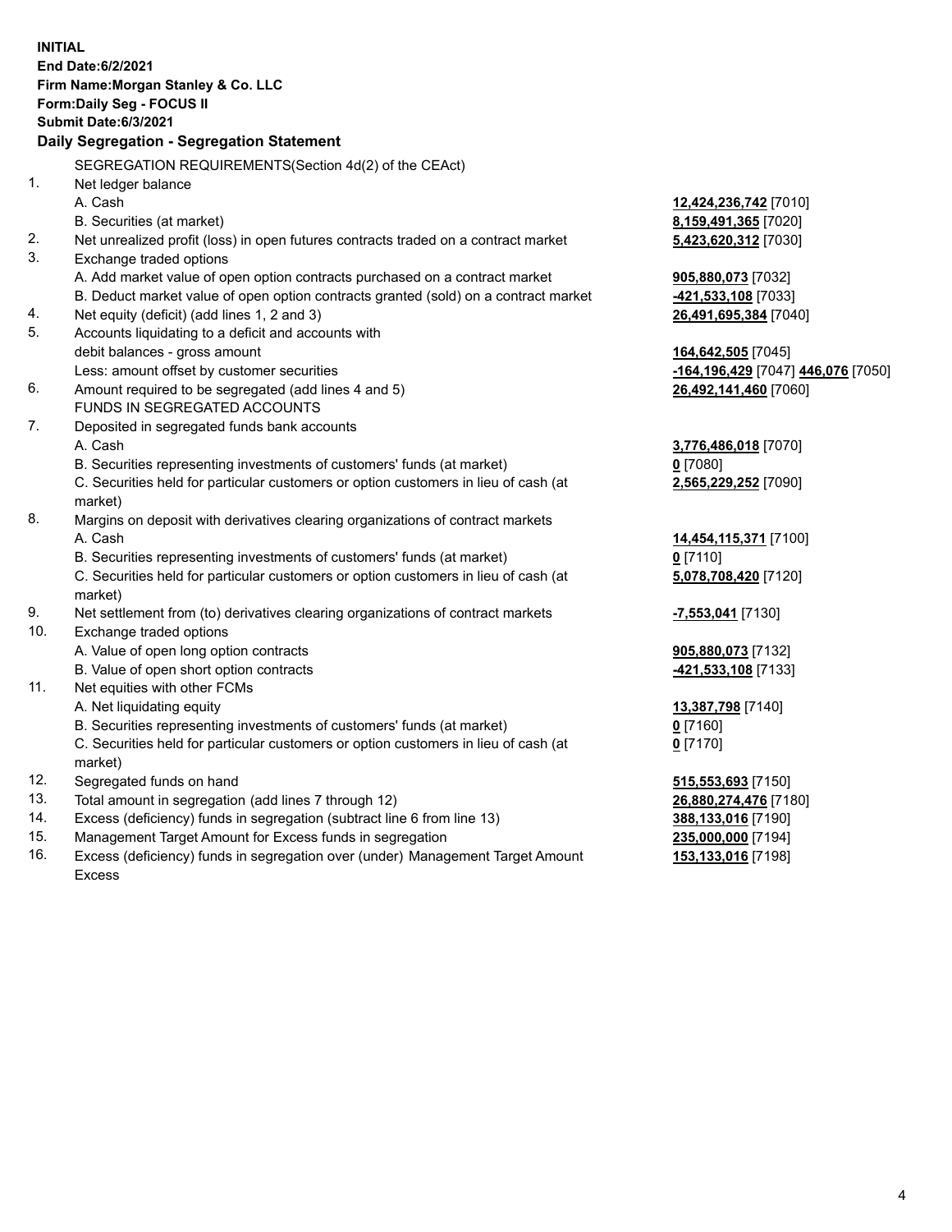**INITIAL**
**End Date:6/2/2021**
**Firm Name:Morgan Stanley & Co. LLC**
**Form:Daily Seg - FOCUS II**
**Submit Date:6/3/2021**

**Daily Segregation - Segregation Statement**

SEGREGATION REQUIREMENTS(Section 4d(2) of the CEAct)

| | | |
|---|---|---|
| 1. | Net ledger balance | |
| | A. Cash | **12,424,236,742** [7010] |
| | B. Securities (at market) | **8,159,491,365** [7020] |
| 2. | Net unrealized profit (loss) in open futures contracts traded on a contract market | **5,423,620,312** [7030] |
| 3. | Exchange traded options | |
| | A. Add market value of open option contracts purchased on a contract market | **905,880,073** [7032] |
| | B. Deduct market value of open option contracts granted (sold) on a contract market | **-421,533,108** [7033] |
| 4. | Net equity (deficit) (add lines 1, 2 and 3) | **26,491,695,384** [7040] |
| 5. | Accounts liquidating to a deficit and accounts with | |
| | debit balances - gross amount | **164,642,505** [7045] |
| | Less: amount offset by customer securities | **-164,196,429** [7047] **446,076** [7050] |
| 6. | Amount required to be segregated (add lines 4 and 5) | **26,492,141,460** [7060] |
| | FUNDS IN SEGREGATED ACCOUNTS | |
| 7. | Deposited in segregated funds bank accounts | |
| | A. Cash | **3,776,486,018** [7070] |
| | B. Securities representing investments of customers' funds (at market) | **0** [7080] |
| | C. Securities held for particular customers or option customers in lieu of cash (at market) | **2,565,229,252** [7090] |
| 8. | Margins on deposit with derivatives clearing organizations of contract markets | |
| | A. Cash | **14,454,115,371** [7100] |
| | B. Securities representing investments of customers' funds (at market) | **0** [7110] |
| | C. Securities held for particular customers or option customers in lieu of cash (at market) | **5,078,708,420** [7120] |
| 9. | Net settlement from (to) derivatives clearing organizations of contract markets | **-7,553,041** [7130] |
| 10. | Exchange traded options | |
| | A. Value of open long option contracts | **905,880,073** [7132] |
| | B. Value of open short option contracts | **-421,533,108** [7133] |
| 11. | Net equities with other FCMs | |
| | A. Net liquidating equity | **13,387,798** [7140] |
| | B. Securities representing investments of customers' funds (at market) | **0** [7160] |
| | C. Securities held for particular customers or option customers in lieu of cash (at market) | **0** [7170] |
| 12. | Segregated funds on hand | **515,553,693** [7150] |
| 13. | Total amount in segregation (add lines 7 through 12) | **26,880,274,476** [7180] |
| 14. | Excess (deficiency) funds in segregation (subtract line 6 from line 13) | **388,133,016** [7190] |
| 15. | Management Target Amount for Excess funds in segregation | **235,000,000** [7194] |
| 16. | Excess (deficiency) funds in segregation over (under) Management Target Amount Excess | **153,133,016** [7198] |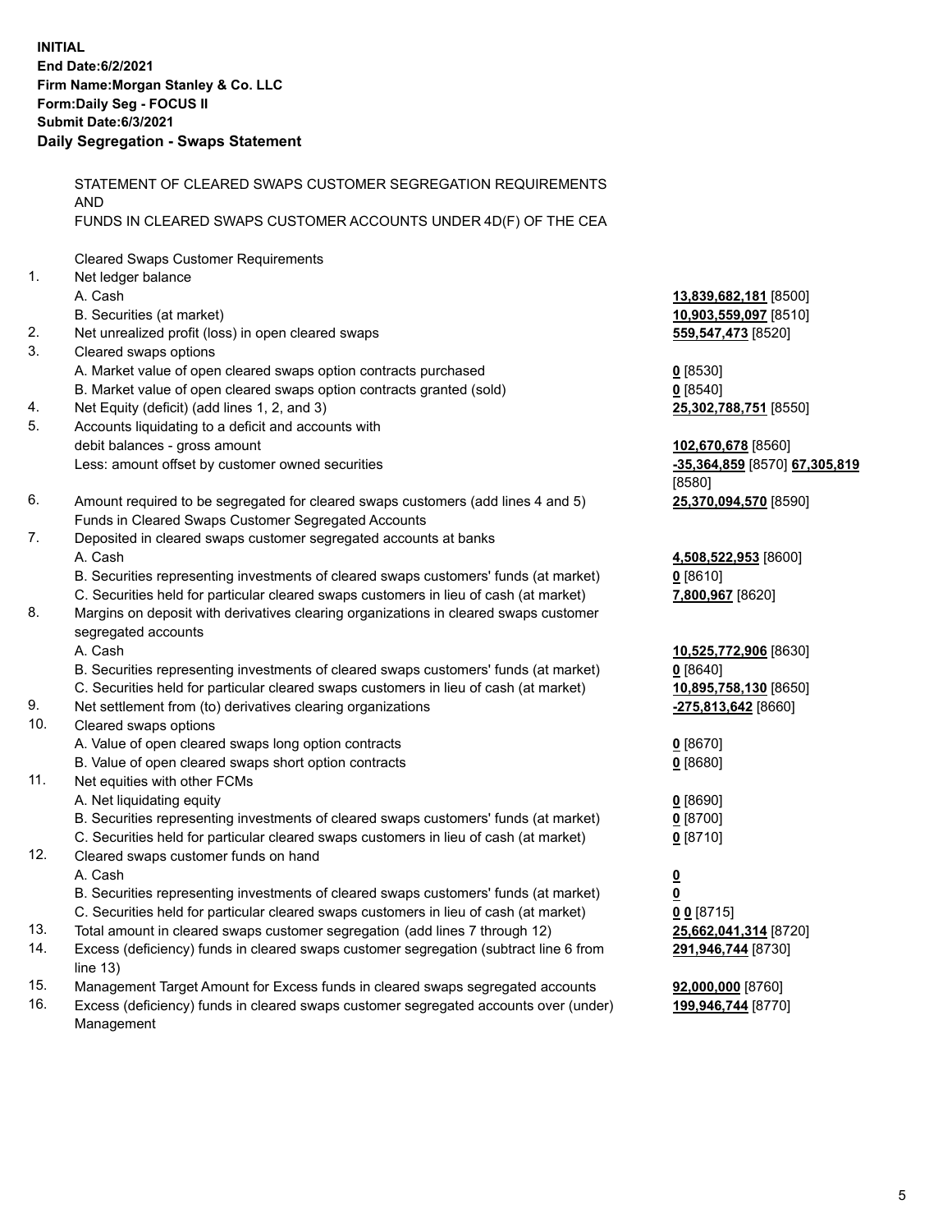**INITIAL**
**End Date:6/2/2021**
**Firm Name:Morgan Stanley & Co. LLC**
**Form:Daily Seg - FOCUS II**
**Submit Date:6/3/2021**
**Daily Segregation - Swaps Statement**

STATEMENT OF CLEARED SWAPS CUSTOMER SEGREGATION REQUIREMENTS AND
FUNDS IN CLEARED SWAPS CUSTOMER ACCOUNTS UNDER 4D(F) OF THE CEA

| | | |
|---|---|---|
| | Cleared Swaps Customer Requirements | |
| 1. | Net ledger balance | |
| | A. Cash | **13,839,682,181** [8500] |
| | B. Securities (at market) | **10,903,559,097** [8510] |
| 2. | Net unrealized profit (loss) in open cleared swaps | **559,547,473** [8520] |
| 3. | Cleared swaps options | |
| | A. Market value of open cleared swaps option contracts purchased | **0** [8530] |
| | B. Market value of open cleared swaps option contracts granted (sold) | **0** [8540] |
| 4. | Net Equity (deficit) (add lines 1, 2, and 3) | **25,302,788,751** [8550] |
| 5. | Accounts liquidating to a deficit and accounts with debit balances - gross amount | **102,670,678** [8560] |
| | Less: amount offset by customer owned securities | **-35,364,859** [8570] **67,305,819** [8580] |
| 6. | Amount required to be segregated for cleared swaps customers (add lines 4 and 5) | **25,370,094,570** [8590] |
| | Funds in Cleared Swaps Customer Segregated Accounts | |
| 7. | Deposited in cleared swaps customer segregated accounts at banks | |
| | A. Cash | **4,508,522,953** [8600] |
| | B. Securities representing investments of cleared swaps customers' funds (at market) | **0** [8610] |
| | C. Securities held for particular cleared swaps customers in lieu of cash (at market) | **7,800,967** [8620] |
| 8. | Margins on deposit with derivatives clearing organizations in cleared swaps customer segregated accounts | |
| | A. Cash | **10,525,772,906** [8630] |
| | B. Securities representing investments of cleared swaps customers' funds (at market) | **0** [8640] |
| | C. Securities held for particular cleared swaps customers in lieu of cash (at market) | **10,895,758,130** [8650] |
| 9. | Net settlement from (to) derivatives clearing organizations | **-275,813,642** [8660] |
| 10. | Cleared swaps options | |
| | A. Value of open cleared swaps long option contracts | **0** [8670] |
| | B. Value of open cleared swaps short option contracts | **0** [8680] |
| 11. | Net equities with other FCMs | |
| | A. Net liquidating equity | **0** [8690] |
| | B. Securities representing investments of cleared swaps customers' funds (at market) | **0** [8700] |
| | C. Securities held for particular cleared swaps customers in lieu of cash (at market) | **0** [8710] |
| 12. | Cleared swaps customer funds on hand | |
| | A. Cash | **0** |
| | B. Securities representing investments of cleared swaps customers' funds (at market) | **0** |
| | C. Securities held for particular cleared swaps customers in lieu of cash (at market) | **0** **0** [8715] |
| 13. | Total amount in cleared swaps customer segregation (add lines 7 through 12) | **25,662,041,314** [8720] |
| 14. | Excess (deficiency) funds in cleared swaps customer segregation (subtract line 6 from line 13) | **291,946,744** [8730] |
| 15. | Management Target Amount for Excess funds in cleared swaps segregated accounts | **92,000,000** [8760] |
| 16. | Excess (deficiency) funds in cleared swaps customer segregated accounts over (under) Management | **199,946,744** [8770] |